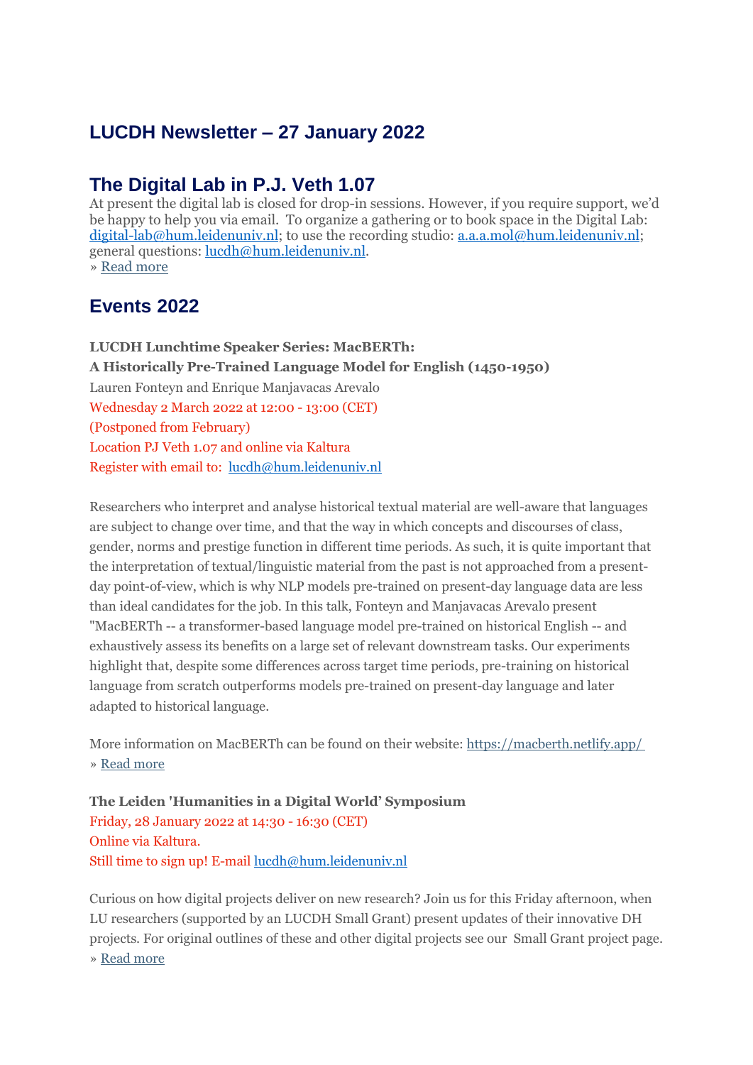# LUCDH Newsletter – 27 January 2022

## The Digital Lab in P.J. Veth 1.07

At present the digital lab is closed for drop-in sessions. However, if you require support, we'd be happy to help you via email. To organize a gathering or to book space in the Digital Lab: digital-lab@hum.leidenuniv.nl; to use the recording studio: a.a.a.mol@hum.leidenuniv.nl; general questions: lucdh@hum.leidenuniv.nl.

» Read more

## Events 2022

**LUCDH Lunchtime Speaker Series: MacBERTh:**
**A Historically Pre-Trained Language Model for English (1450-1950)**
Lauren Fonteyn and Enrique Manjavacas Arevalo
Wednesday 2 March 2022 at 12:00 - 13:00 (CET)
(Postponed from February)
Location PJ Veth 1.07 and online via Kaltura
Register with email to: lucdh@hum.leidenuniv.nl

Researchers who interpret and analyse historical textual material are well-aware that languages are subject to change over time, and that the way in which concepts and discourses of class, gender, norms and prestige function in different time periods. As such, it is quite important that the interpretation of textual/linguistic material from the past is not approached from a present-day point-of-view, which is why NLP models pre-trained on present-day language data are less than ideal candidates for the job. In this talk, Fonteyn and Manjavacas Arevalo present "MacBERTh -- a transformer-based language model pre-trained on historical English -- and exhaustively assess its benefits on a large set of relevant downstream tasks. Our experiments highlight that, despite some differences across target time periods, pre-training on historical language from scratch outperforms models pre-trained on present-day language and later adapted to historical language.

More information on MacBERTh can be found on their website: https://macberth.netlify.app/
» Read more

**The Leiden 'Humanities in a Digital World' Symposium**
Friday, 28 January 2022 at 14:30 - 16:30 (CET)
Online via Kaltura.
Still time to sign up! E-mail lucdh@hum.leidenuniv.nl

Curious on how digital projects deliver on new research? Join us for this Friday afternoon, when LU researchers (supported by an LUCDH Small Grant) present updates of their innovative DH projects. For original outlines of these and other digital projects see our Small Grant project page.
» Read more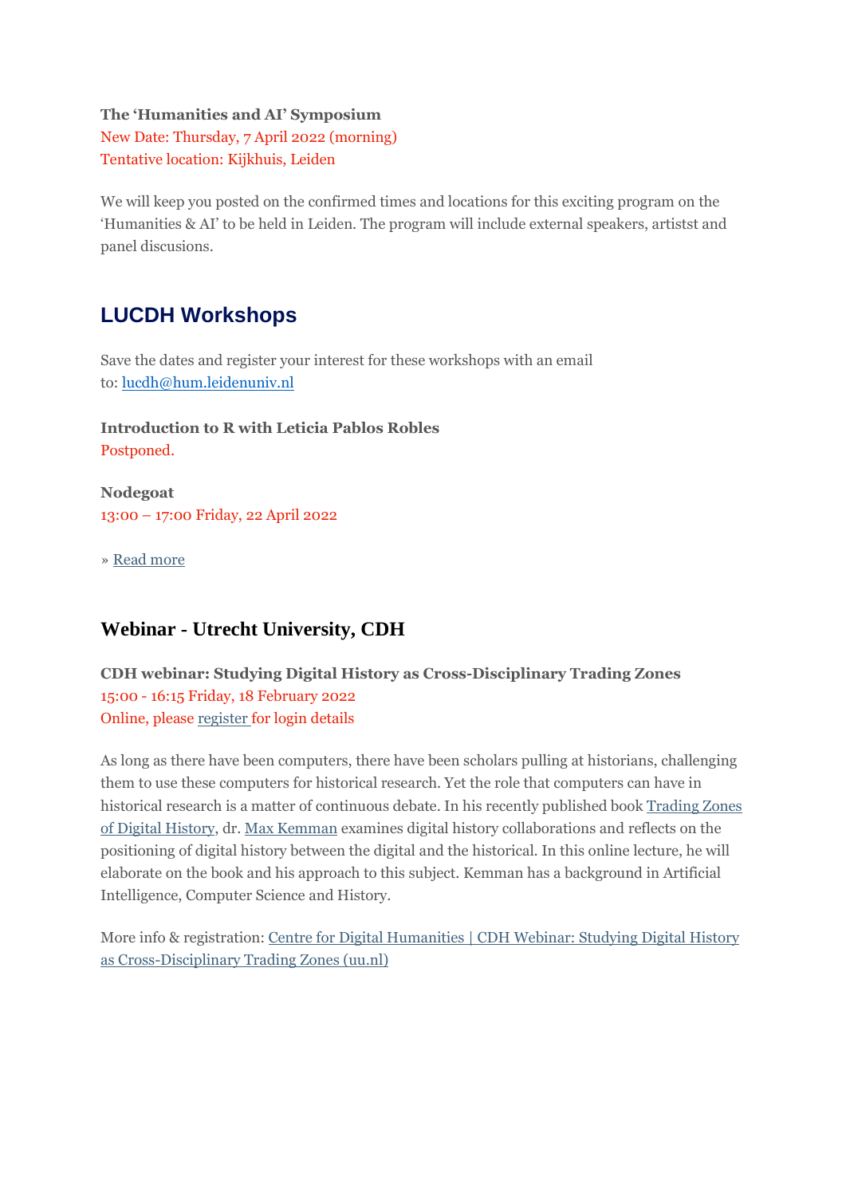**The 'Humanities and AI' Symposium**
New Date: Thursday, 7 April 2022 (morning)
Tentative location: Kijkhuis, Leiden

We will keep you posted on the confirmed times and locations for this exciting program on the 'Humanities & AI' to be held in Leiden. The program will include external speakers, artistst and panel discusions.

## LUCDH Workshops

Save the dates and register your interest for these workshops with an email to: [lucdh@hum.leidenuniv.nl](mailto:lucdh@hum.leidenuniv.nl)

**Introduction to R with Leticia Pablos Robles**
Postponed.

**Nodegoat**
13:00 – 17:00 Friday, 22 April 2022

» [Read more]()

## Webinar - Utrecht University, CDH

**CDH webinar: Studying Digital History as Cross-Disciplinary Trading Zones**
15:00 - 16:15 Friday, 18 February 2022
Online, please [register]() for login details

As long as there have been computers, there have been scholars pulling at historians, challenging them to use these computers for historical research. Yet the role that computers can have in historical research is a matter of continuous debate. In his recently published book [Trading Zones of Digital History](), dr. [Max Kemman]() examines digital history collaborations and reflects on the positioning of digital history between the digital and the historical. In this online lecture, he will elaborate on the book and his approach to this subject. Kemman has a background in Artificial Intelligence, Computer Science and History.

More info & registration: [Centre for Digital Humanities | CDH Webinar: Studying Digital History as Cross-Disciplinary Trading Zones (uu.nl)]()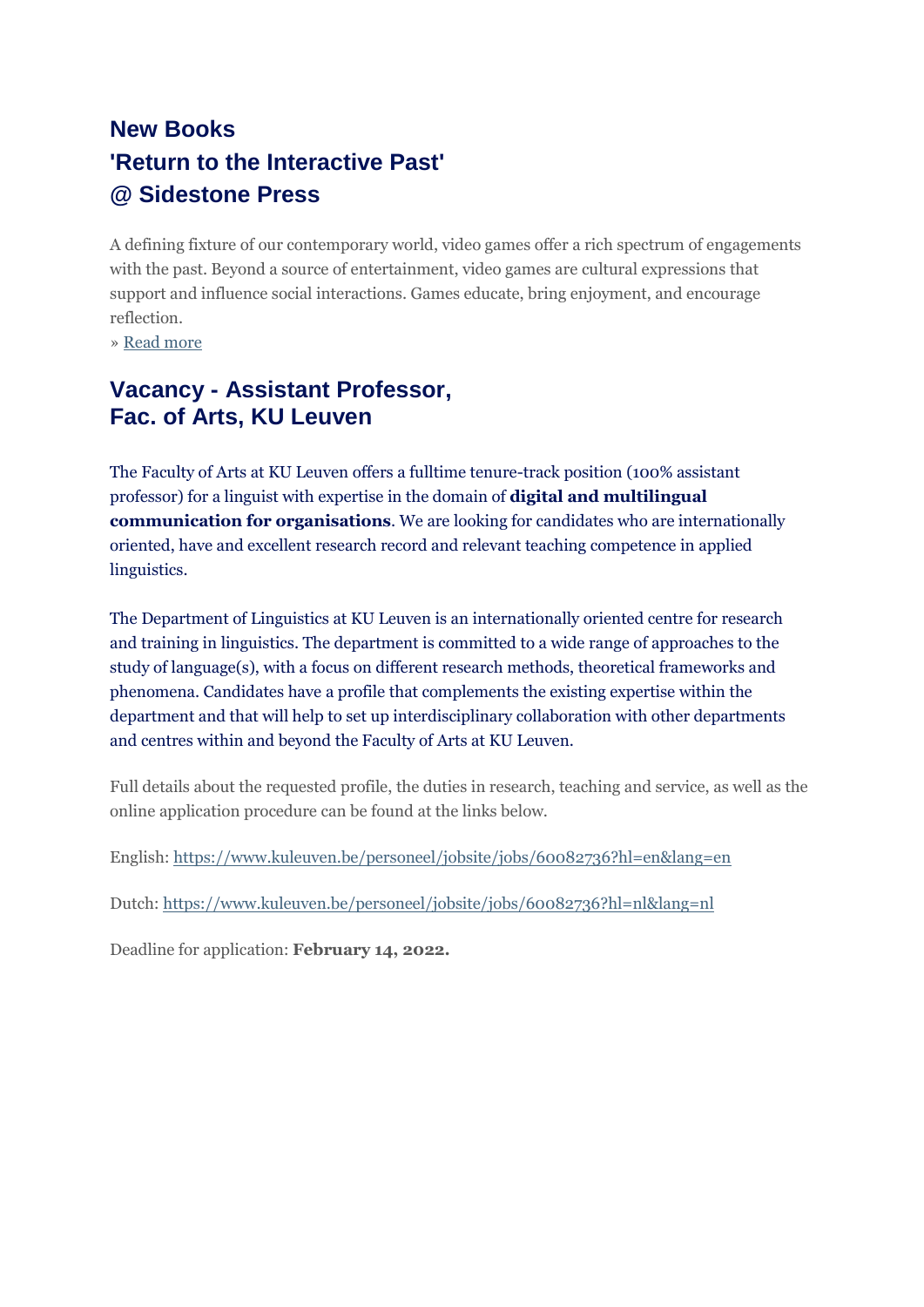## New Books
## 'Return to the Interactive Past'
## @ Sidestone Press

A defining fixture of our contemporary world, video games offer a rich spectrum of engagements with the past. Beyond a source of entertainment, video games are cultural expressions that support and influence social interactions. Games educate, bring enjoyment, and encourage reflection.
» Read more

## Vacancy - Assistant Professor,
## Fac. of Arts, KU Leuven

The Faculty of Arts at KU Leuven offers a fulltime tenure-track position (100% assistant professor) for a linguist with expertise in the domain of **digital and multilingual communication for organisations**. We are looking for candidates who are internationally oriented, have and excellent research record and relevant teaching competence in applied linguistics.

The Department of Linguistics at KU Leuven is an internationally oriented centre for research and training in linguistics. The department is committed to a wide range of approaches to the study of language(s), with a focus on different research methods, theoretical frameworks and phenomena. Candidates have a profile that complements the existing expertise within the department and that will help to set up interdisciplinary collaboration with other departments and centres within and beyond the Faculty of Arts at KU Leuven.

Full details about the requested profile, the duties in research, teaching and service, as well as the online application procedure can be found at the links below.

English: https://www.kuleuven.be/personeel/jobsite/jobs/60082736?hl=en&lang=en

Dutch: https://www.kuleuven.be/personeel/jobsite/jobs/60082736?hl=nl&lang=nl

Deadline for application: **February 14, 2022.**